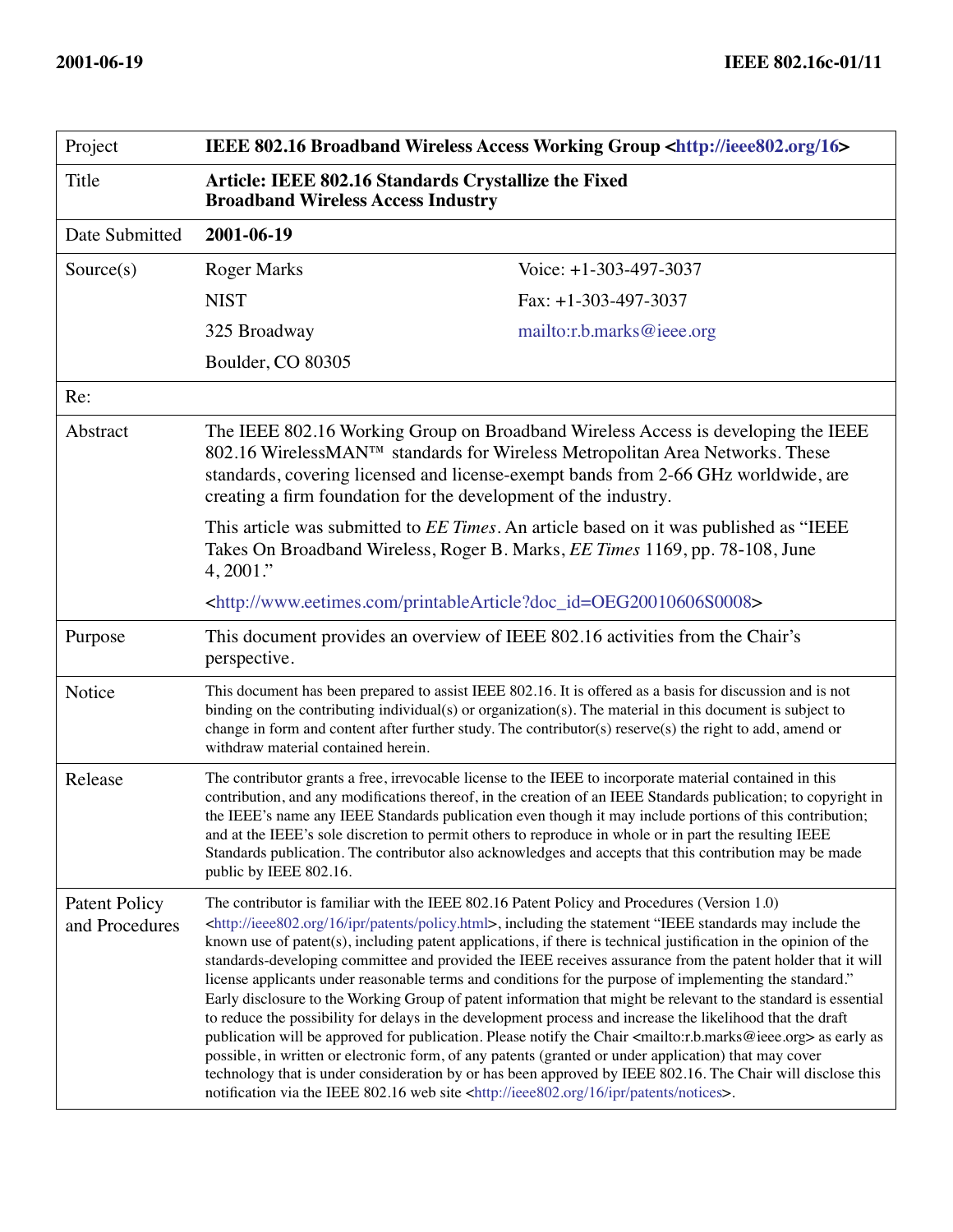| Project | **IEEE 802.16 Broadband Wireless Access Working Group <http://ieee802.org/16>** | |
|---|---|---|
| Title | **Article: IEEE 802.16 Standards Crystallize the Fixed Broadband Wireless Access Industry** | |
| Date Submitted | **2001-06-19** | |
| Source(s) | Roger Marks<br>NIST<br>325 Broadway<br>Boulder, CO 80305 | Voice: +1-303-497-3037<br>Fax: +1-303-497-3037<br>mailto:r.b.marks@ieee.org |
| Re: | | |
| Abstract | The IEEE 802.16 Working Group on Broadband Wireless Access is developing the IEEE 802.16 WirelessMAN™ standards for Wireless Metropolitan Area Networks. These standards, covering licensed and license-exempt bands from 2-66 GHz worldwide, are creating a firm foundation for the development of the industry.<br><br>This article was submitted to *EE Times*. An article based on it was published as "IEEE Takes On Broadband Wireless, Roger B. Marks, *EE Times* 1169, pp. 78-108, June 4, 2001."<br><br><http://www.eetimes.com/printableArticle?doc_id=OEG20010606S0008> | |
| Purpose | This document provides an overview of IEEE 802.16 activities from the Chair's perspective. | |
| Notice | This document has been prepared to assist IEEE 802.16. It is offered as a basis for discussion and is not binding on the contributing individual(s) or organization(s). The material in this document is subject to change in form and content after further study. The contributor(s) reserve(s) the right to add, amend or withdraw material contained herein. | |
| Release | The contributor grants a free, irrevocable license to the IEEE to incorporate material contained in this contribution, and any modifications thereof, in the creation of an IEEE Standards publication; to copyright in the IEEE's name any IEEE Standards publication even though it may include portions of this contribution; and at the IEEE's sole discretion to permit others to reproduce in whole or in part the resulting IEEE Standards publication. The contributor also acknowledges and accepts that this contribution may be made public by IEEE 802.16. | |
| Patent Policy and Procedures | The contributor is familiar with the IEEE 802.16 Patent Policy and Procedures (Version 1.0) <http://ieee802.org/16/ipr/patents/policy.html>, including the statement "IEEE standards may include the known use of patent(s), including patent applications, if there is technical justification in the opinion of the standards-developing committee and provided the IEEE receives assurance from the patent holder that it will license applicants under reasonable terms and conditions for the purpose of implementing the standard."<br>Early disclosure to the Working Group of patent information that might be relevant to the standard is essential to reduce the possibility for delays in the development process and increase the likelihood that the draft publication will be approved for publication. Please notify the Chair <mailto:r.b.marks@ieee.org> as early as possible, in written or electronic form, of any patents (granted or under application) that may cover technology that is under consideration by or has been approved by IEEE 802.16. The Chair will disclose this notification via the IEEE 802.16 web site <http://ieee802.org/16/ipr/patents/notices>. | |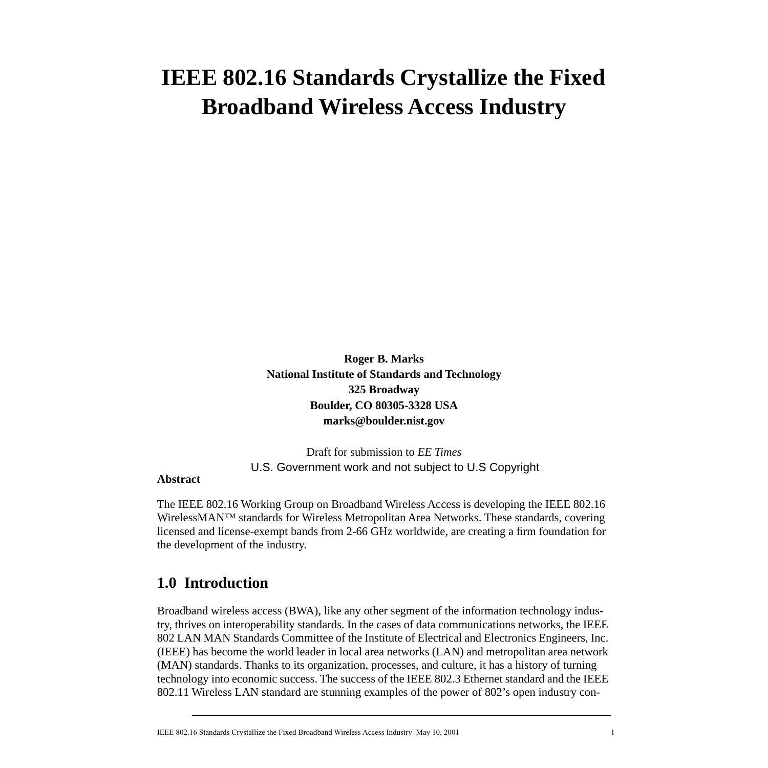# IEEE 802.16 Standards Crystallize the Fixed Broadband Wireless Access Industry

**Roger B. Marks**
**National Institute of Standards and Technology**
**325 Broadway**
**Boulder, CO 80305-3328 USA**
**marks@boulder.nist.gov**

Draft for submission to *EE Times*

U.S. Government work and not subject to U.S Copyright

**Abstract**

The IEEE 802.16 Working Group on Broadband Wireless Access is developing the IEEE 802.16 WirelessMAN™ standards for Wireless Metropolitan Area Networks. These standards, covering licensed and license-exempt bands from 2-66 GHz worldwide, are creating a firm foundation for the development of the industry.

## 1.0 Introduction

Broadband wireless access (BWA), like any other segment of the information technology industry, thrives on interoperability standards. In the cases of data communications networks, the IEEE 802 LAN MAN Standards Committee of the Institute of Electrical and Electronics Engineers, Inc. (IEEE) has become the world leader in local area networks (LAN) and metropolitan area network (MAN) standards. Thanks to its organization, processes, and culture, it has a history of turning technology into economic success. The success of the IEEE 802.3 Ethernet standard and the IEEE 802.11 Wireless LAN standard are stunning examples of the power of 802's open industry con-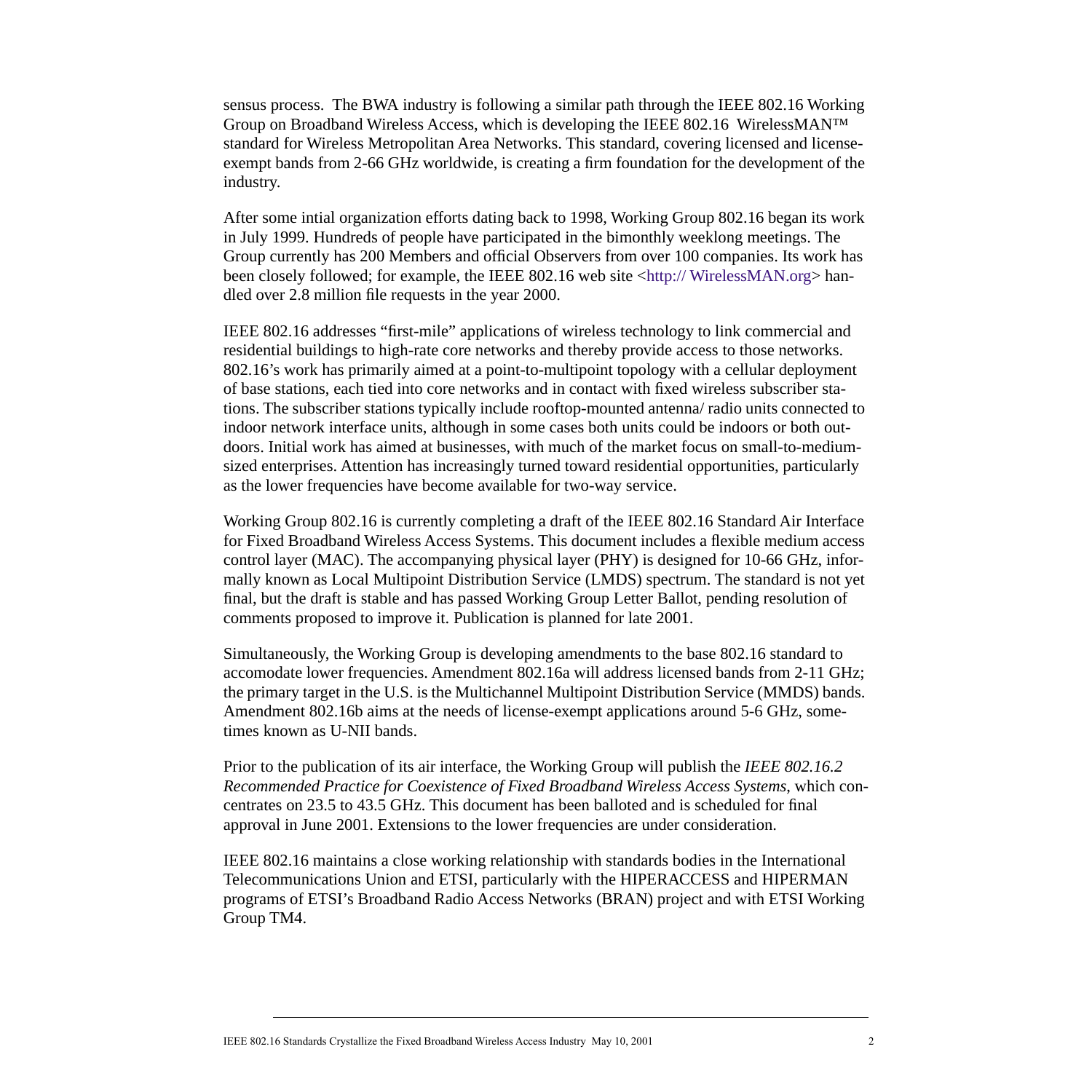sensus process. The BWA industry is following a similar path through the IEEE 802.16 Working Group on Broadband Wireless Access, which is developing the IEEE 802.16 WirelessMAN™ standard for Wireless Metropolitan Area Networks. This standard, covering licensed and license-exempt bands from 2-66 GHz worldwide, is creating a firm foundation for the development of the industry.

After some intial organization efforts dating back to 1998, Working Group 802.16 began its work in July 1999. Hundreds of people have participated in the bimonthly weeklong meetings. The Group currently has 200 Members and official Observers from over 100 companies. Its work has been closely followed; for example, the IEEE 802.16 web site <http:// WirelessMAN.org> handled over 2.8 million file requests in the year 2000.

IEEE 802.16 addresses "first-mile" applications of wireless technology to link commercial and residential buildings to high-rate core networks and thereby provide access to those networks. 802.16's work has primarily aimed at a point-to-multipoint topology with a cellular deployment of base stations, each tied into core networks and in contact with fixed wireless subscriber stations. The subscriber stations typically include rooftop-mounted antenna/ radio units connected to indoor network interface units, although in some cases both units could be indoors or both outdoors. Initial work has aimed at businesses, with much of the market focus on small-to-medium-sized enterprises. Attention has increasingly turned toward residential opportunities, particularly as the lower frequencies have become available for two-way service.

Working Group 802.16 is currently completing a draft of the IEEE 802.16 Standard Air Interface for Fixed Broadband Wireless Access Systems. This document includes a flexible medium access control layer (MAC). The accompanying physical layer (PHY) is designed for 10-66 GHz, informally known as Local Multipoint Distribution Service (LMDS) spectrum. The standard is not yet final, but the draft is stable and has passed Working Group Letter Ballot, pending resolution of comments proposed to improve it. Publication is planned for late 2001.

Simultaneously, the Working Group is developing amendments to the base 802.16 standard to accomodate lower frequencies. Amendment 802.16a will address licensed bands from 2-11 GHz; the primary target in the U.S. is the Multichannel Multipoint Distribution Service (MMDS) bands. Amendment 802.16b aims at the needs of license-exempt applications around 5-6 GHz, sometimes known as U-NII bands.

Prior to the publication of its air interface, the Working Group will publish the *IEEE 802.16.2 Recommended Practice for Coexistence of Fixed Broadband Wireless Access Systems*, which concentrates on 23.5 to 43.5 GHz. This document has been balloted and is scheduled for final approval in June 2001. Extensions to the lower frequencies are under consideration.

IEEE 802.16 maintains a close working relationship with standards bodies in the International Telecommunications Union and ETSI, particularly with the HIPERACCESS and HIPERMAN programs of ETSI's Broadband Radio Access Networks (BRAN) project and with ETSI Working Group TM4.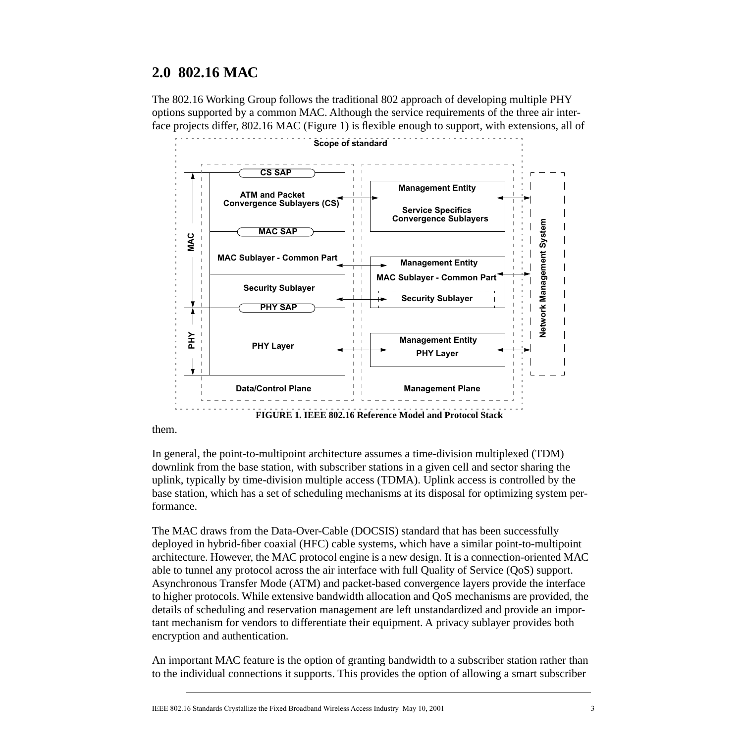## 2.0 802.16 MAC

The 802.16 Working Group follows the traditional 802 approach of developing multiple PHY options supported by a common MAC. Although the service requirements of the three air interface projects differ, 802.16 MAC (Figure 1) is flexible enough to support, with extensions, all of them.

**FIGURE 1. IEEE 802.16 Reference Model and Protocol Stack**

In general, the point-to-multipoint architecture assumes a time-division multiplexed (TDM) downlink from the base station, with subscriber stations in a given cell and sector sharing the uplink, typically by time-division multiple access (TDMA). Uplink access is controlled by the base station, which has a set of scheduling mechanisms at its disposal for optimizing system performance.

The MAC draws from the Data-Over-Cable (DOCSIS) standard that has been successfully deployed in hybrid-fiber coaxial (HFC) cable systems, which have a similar point-to-multipoint architecture. However, the MAC protocol engine is a new design. It is a connection-oriented MAC able to tunnel any protocol across the air interface with full Quality of Service (QoS) support. Asynchronous Transfer Mode (ATM) and packet-based convergence layers provide the interface to higher protocols. While extensive bandwidth allocation and QoS mechanisms are provided, the details of scheduling and reservation management are left unstandardized and provide an important mechanism for vendors to differentiate their equipment. A privacy sublayer provides both encryption and authentication.

An important MAC feature is the option of granting bandwidth to a subscriber station rather than to the individual connections it supports. This provides the option of allowing a smart subscriber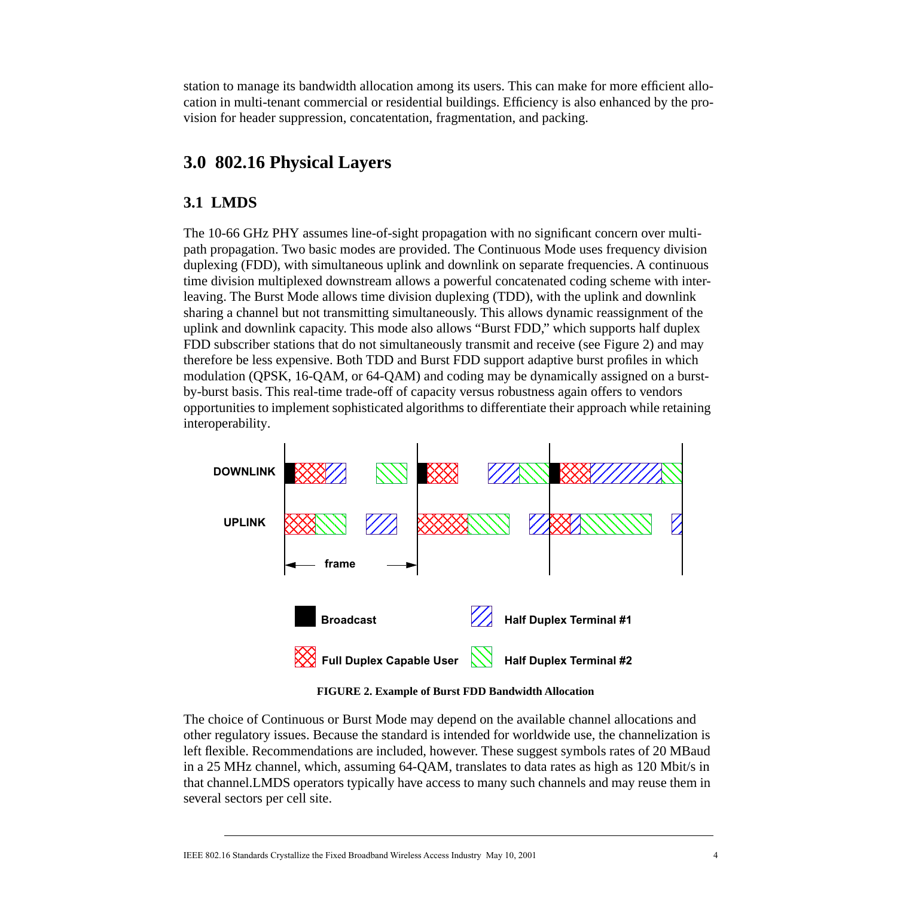station to manage its bandwidth allocation among its users. This can make for more efficient allocation in multi-tenant commercial or residential buildings. Efficiency is also enhanced by the provision for header suppression, concatentation, fragmentation, and packing.

# 3.0 802.16 Physical Layers

## 3.1 LMDS

The 10-66 GHz PHY assumes line-of-sight propagation with no significant concern over multipath propagation. Two basic modes are provided. The Continuous Mode uses frequency division duplexing (FDD), with simultaneous uplink and downlink on separate frequencies. A continuous time division multiplexed downstream allows a powerful concatenated coding scheme with interleaving. The Burst Mode allows time division duplexing (TDD), with the uplink and downlink sharing a channel but not transmitting simultaneously. This allows dynamic reassignment of the uplink and downlink capacity. This mode also allows “Burst FDD,” which supports half duplex FDD subscriber stations that do not simultaneously transmit and receive (see Figure 2) and may therefore be less expensive. Both TDD and Burst FDD support adaptive burst profiles in which modulation (QPSK, 16-QAM, or 64-QAM) and coding may be dynamically assigned on a burst-by-burst basis. This real-time trade-off of capacity versus robustness again offers to vendors opportunities to implement sophisticated algorithms to differentiate their approach while retaining interoperability.

**FIGURE 2. Example of Burst FDD Bandwidth Allocation**

The choice of Continuous or Burst Mode may depend on the available channel allocations and other regulatory issues. Because the standard is intended for worldwide use, the channelization is left flexible. Recommendations are included, however. These suggest symbols rates of 20 MBaud in a 25 MHz channel, which, assuming 64-QAM, translates to data rates as high as 120 Mbit/s in that channel.LMDS operators typically have access to many such channels and may reuse them in several sectors per cell site.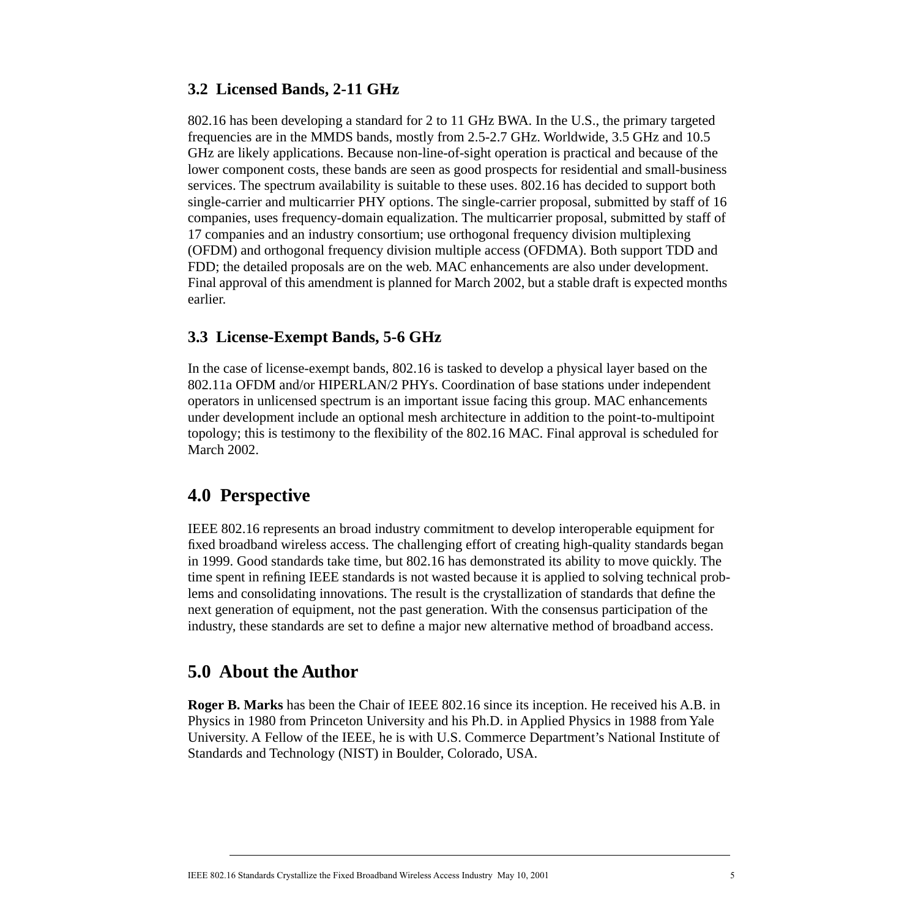### 3.2 Licensed Bands, 2-11 GHz

802.16 has been developing a standard for 2 to 11 GHz BWA. In the U.S., the primary targeted frequencies are in the MMDS bands, mostly from 2.5-2.7 GHz. Worldwide, 3.5 GHz and 10.5 GHz are likely applications. Because non-line-of-sight operation is practical and because of the lower component costs, these bands are seen as good prospects for residential and small-business services. The spectrum availability is suitable to these uses. 802.16 has decided to support both single-carrier and multicarrier PHY options. The single-carrier proposal, submitted by staff of 16 companies, uses frequency-domain equalization. The multicarrier proposal, submitted by staff of 17 companies and an industry consortium; use orthogonal frequency division multiplexing (OFDM) and orthogonal frequency division multiple access (OFDMA). Both support TDD and FDD; the detailed proposals are on the web. MAC enhancements are also under development. Final approval of this amendment is planned for March 2002, but a stable draft is expected months earlier.

### 3.3 License-Exempt Bands, 5-6 GHz

In the case of license-exempt bands, 802.16 is tasked to develop a physical layer based on the 802.11a OFDM and/or HIPERLAN/2 PHYs. Coordination of base stations under independent operators in unlicensed spectrum is an important issue facing this group. MAC enhancements under development include an optional mesh architecture in addition to the point-to-multipoint topology; this is testimony to the flexibility of the 802.16 MAC. Final approval is scheduled for March 2002.

## 4.0 Perspective

IEEE 802.16 represents an broad industry commitment to develop interoperable equipment for fixed broadband wireless access. The challenging effort of creating high-quality standards began in 1999. Good standards take time, but 802.16 has demonstrated its ability to move quickly. The time spent in refining IEEE standards is not wasted because it is applied to solving technical problems and consolidating innovations. The result is the crystallization of standards that define the next generation of equipment, not the past generation. With the consensus participation of the industry, these standards are set to define a major new alternative method of broadband access.

## 5.0 About the Author

**Roger B. Marks** has been the Chair of IEEE 802.16 since its inception. He received his A.B. in Physics in 1980 from Princeton University and his Ph.D. in Applied Physics in 1988 from Yale University. A Fellow of the IEEE, he is with U.S. Commerce Department's National Institute of Standards and Technology (NIST) in Boulder, Colorado, USA.